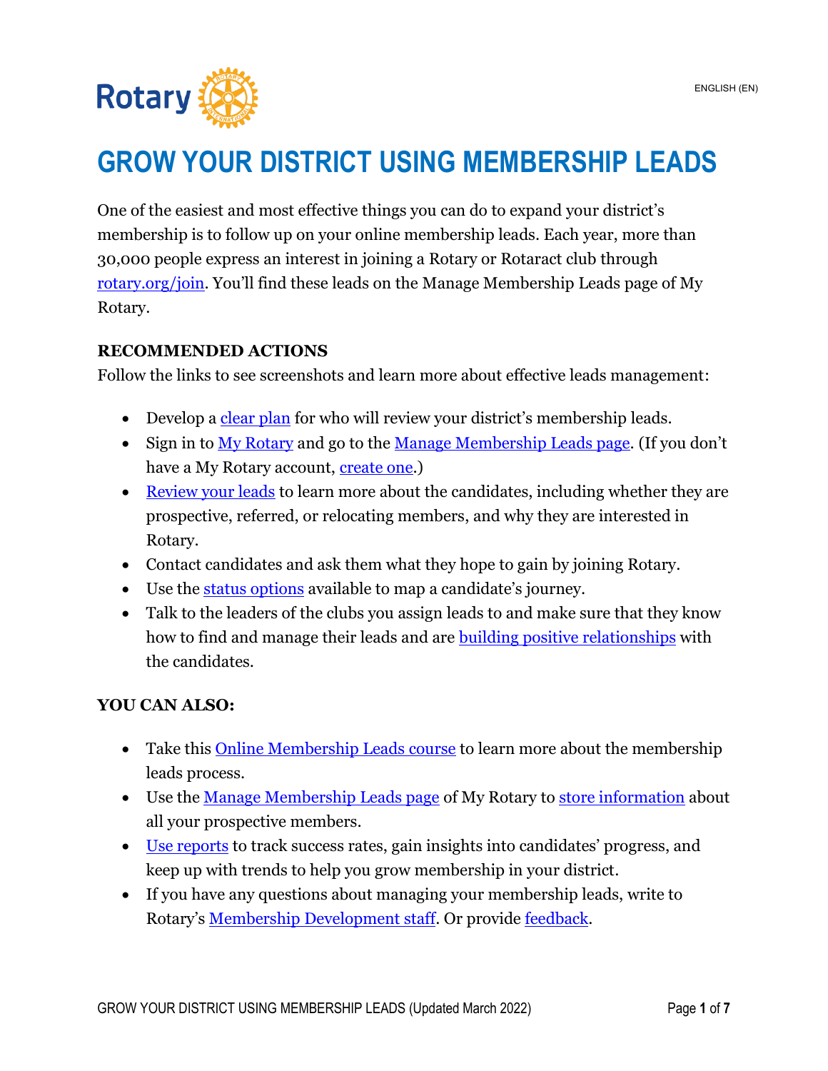# GROW YOUR DISTRICT USING MEMBERSHIP LEADS

One of the easiest and most effective things you can do to expand your district's membership is to follow up on your online membership leads. Each year, more than 30,000 people express an interest in joining a Rotary or Rotaract club through rotary.org/join. You'll find these leads on the Manage Membership Leads page of My Rotary.

**RECOMMENDED ACTIONS**

Follow the links to see screenshots and learn more about effective leads management:

- Develop a clear plan for who will review your district's membership leads.
- Sign in to My Rotary and go to the Manage Membership Leads page. (If you don't have a My Rotary account, create one.)
- Review your leads to learn more about the candidates, including whether they are prospective, referred, or relocating members, and why they are interested in Rotary.
- Contact candidates and ask them what they hope to gain by joining Rotary.
- Use the status options available to map a candidate's journey.
- Talk to the leaders of the clubs you assign leads to and make sure that they know how to find and manage their leads and are building positive relationships with the candidates.

**YOU CAN ALSO:**

- Take this Online Membership Leads course to learn more about the membership leads process.
- Use the Manage Membership Leads page of My Rotary to store information about all your prospective members.
- Use reports to track success rates, gain insights into candidates' progress, and keep up with trends to help you grow membership in your district.
- If you have any questions about managing your membership leads, write to Rotary's Membership Development staff. Or provide feedback.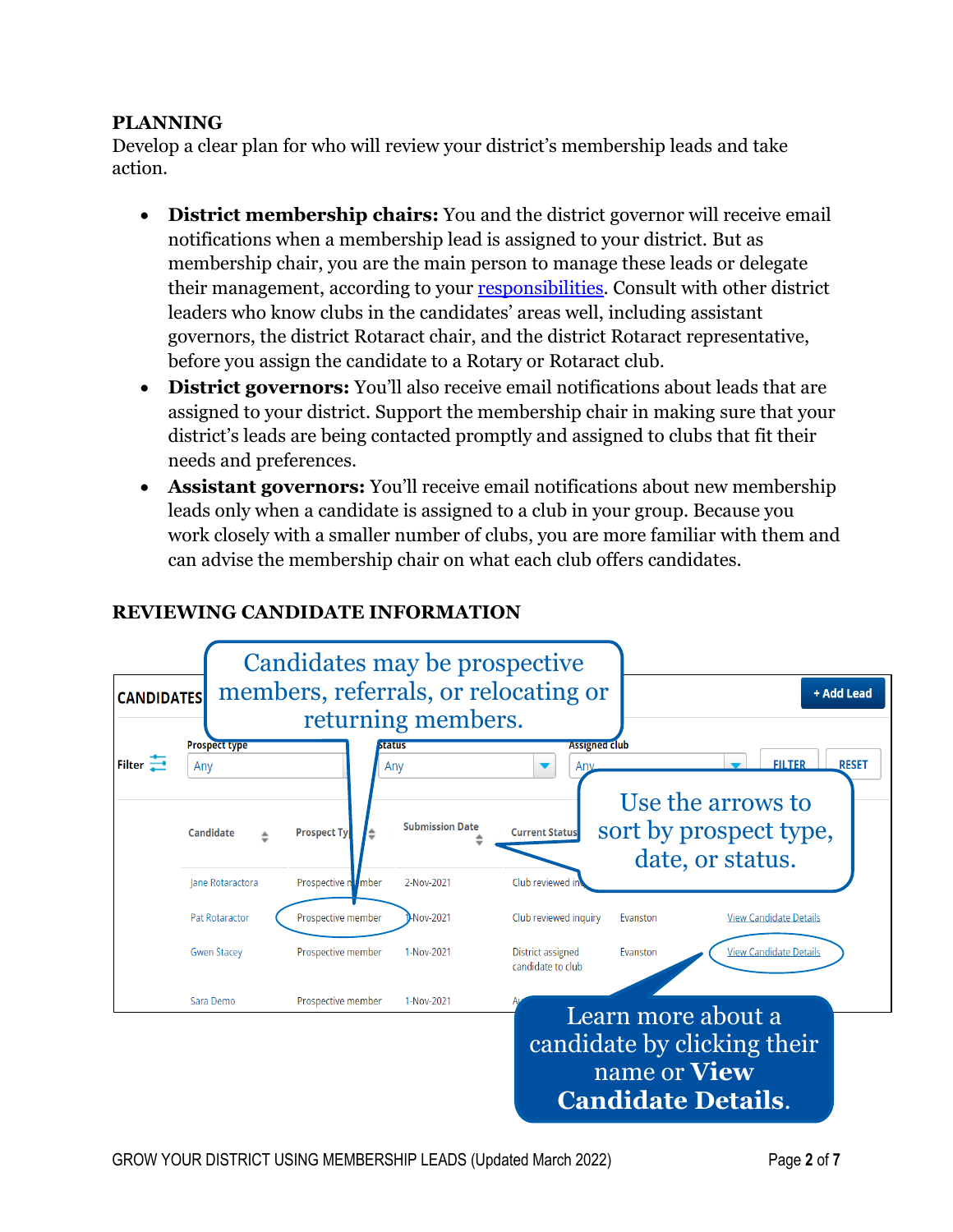## PLANNING

Develop a clear plan for who will review your district's membership leads and take action.

- **District membership chairs:** You and the district governor will receive email notifications when a membership lead is assigned to your district. But as membership chair, you are the main person to manage these leads or delegate their management, according to your responsibilities. Consult with other district leaders who know clubs in the candidates' areas well, including assistant governors, the district Rotaract chair, and the district Rotaract representative, before you assign the candidate to a Rotary or Rotaract club.
- **District governors:** You'll also receive email notifications about leads that are assigned to your district. Support the membership chair in making sure that your district's leads are being contacted promptly and assigned to clubs that fit their needs and preferences.
- **Assistant governors:** You'll receive email notifications about new membership leads only when a candidate is assigned to a club in your group. Because you work closely with a smaller number of clubs, you are more familiar with them and can advise the membership chair on what each club offers candidates.

## REVIEWING CANDIDATE INFORMATION

Candidates may be prospective members, referrals, or relocating or returning members.

Use the arrows to sort by prospect type, date, or status.

Learn more about a candidate by clicking their name or **View Candidate Details**.

**CANDIDATES** | + Add Lead

Filter: Prospect type: Any | Status: Any | Assigned club: Any | FILTER | RESET

| Candidate | Prospect Type | Submission Date | Current Status | | |
|---|---|---|---|---|---|
| Jane Rotaractora | Prospective member | 2-Nov-2021 | Club reviewed in... | | |
| Pat Rotaractor | Prospective member | 1-Nov-2021 | Club reviewed inquiry | Evanston | View Candidate Details |
| Gwen Stacey | Prospective member | 1-Nov-2021 | District assigned candidate to club | Evanston | View Candidate Details |
| Sara Demo | Prospective member | 1-Nov-2021 | A... | | |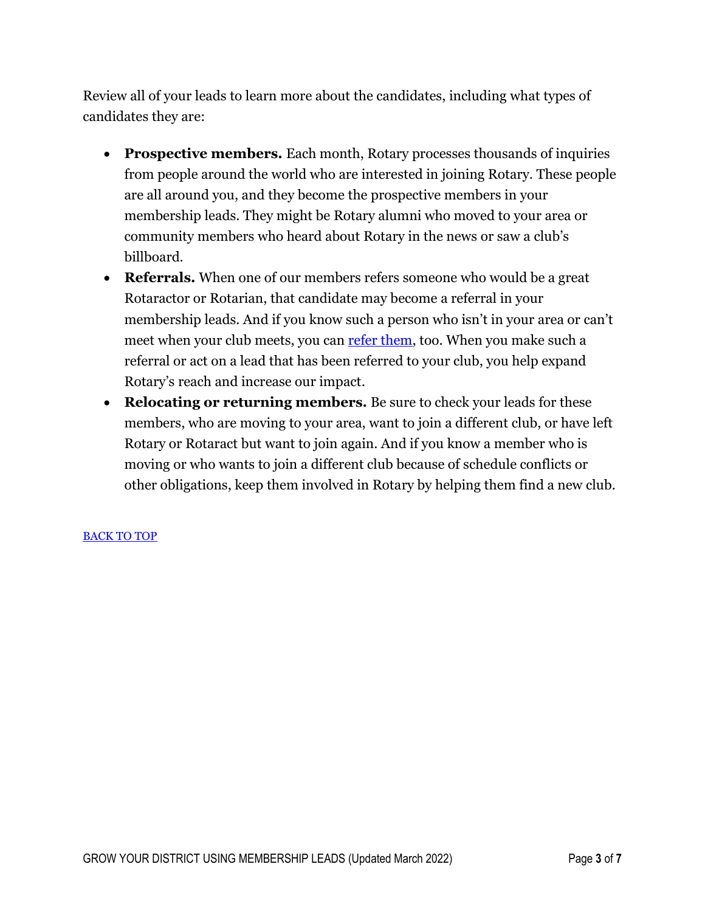Review all of your leads to learn more about the candidates, including what types of candidates they are:

- **Prospective members.** Each month, Rotary processes thousands of inquiries from people around the world who are interested in joining Rotary. These people are all around you, and they become the prospective members in your membership leads. They might be Rotary alumni who moved to your area or community members who heard about Rotary in the news or saw a club's billboard.
- **Referrals.** When one of our members refers someone who would be a great Rotaractor or Rotarian, that candidate may become a referral in your membership leads. And if you know such a person who isn't in your area or can't meet when your club meets, you can refer them, too. When you make such a referral or act on a lead that has been referred to your club, you help expand Rotary's reach and increase our impact.
- **Relocating or returning members.** Be sure to check your leads for these members, who are moving to your area, want to join a different club, or have left Rotary or Rotaract but want to join again. And if you know a member who is moving or who wants to join a different club because of schedule conflicts or other obligations, keep them involved in Rotary by helping them find a new club.

BACK TO TOP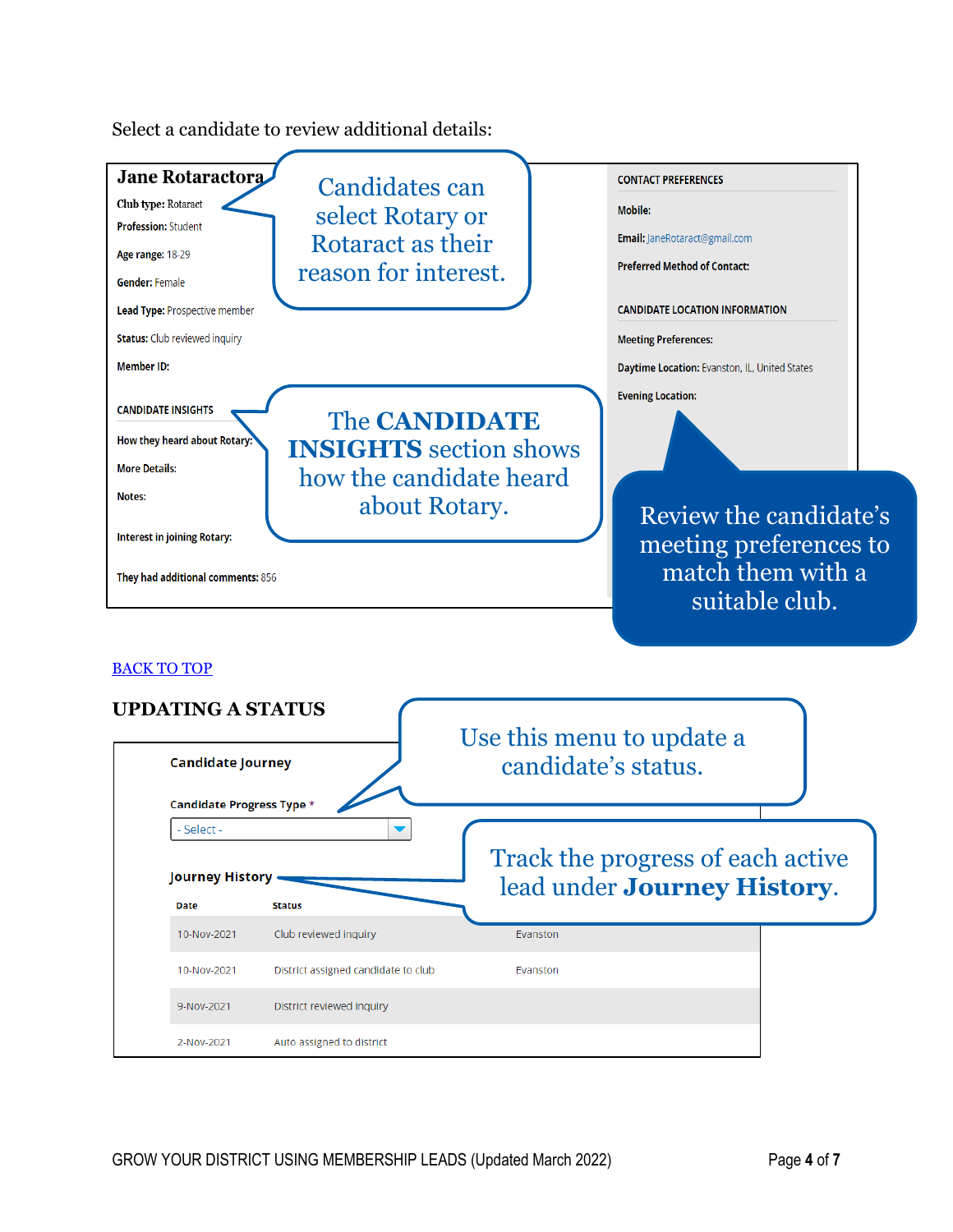Select a candidate to review additional details:

**Jane Rotaractora**

**Club type:** Rotaract

**Profession:** Student

**Age range:** 18-29

**Gender:** Female

**Lead Type:** Prospective member

**Status:** Club reviewed inquiry

**Member ID:**

CANDIDATE INSIGHTS

**How they heard about Rotary:**

**More Details:**

**Notes:**

**Interest in joining Rotary:**

**They had additional comments:** 856

CONTACT PREFERENCES

**Mobile:**

**Email:** JaneRotaract@gmail.com

**Preferred Method of Contact:**

CANDIDATE LOCATION INFORMATION

**Meeting Preferences:**

**Daytime Location:** Evanston, IL, United States

**Evening Location:**

Candidates can select Rotary or Rotaract as their reason for interest.

The **CANDIDATE INSIGHTS** section shows how the candidate heard about Rotary.

Review the candidate's meeting preferences to match them with a suitable club.

BACK TO TOP

## UPDATING A STATUS

Candidate Journey

Candidate Progress Type *

- Select -

Journey History

| Date | Status | |
|---|---|---|
| 10-Nov-2021 | Club reviewed inquiry | Evanston |
| 10-Nov-2021 | District assigned candidate to club | Evanston |
| 9-Nov-2021 | District reviewed inquiry | |
| 2-Nov-2021 | Auto assigned to district | |

Use this menu to update a candidate's status.

Track the progress of each active lead under **Journey History**.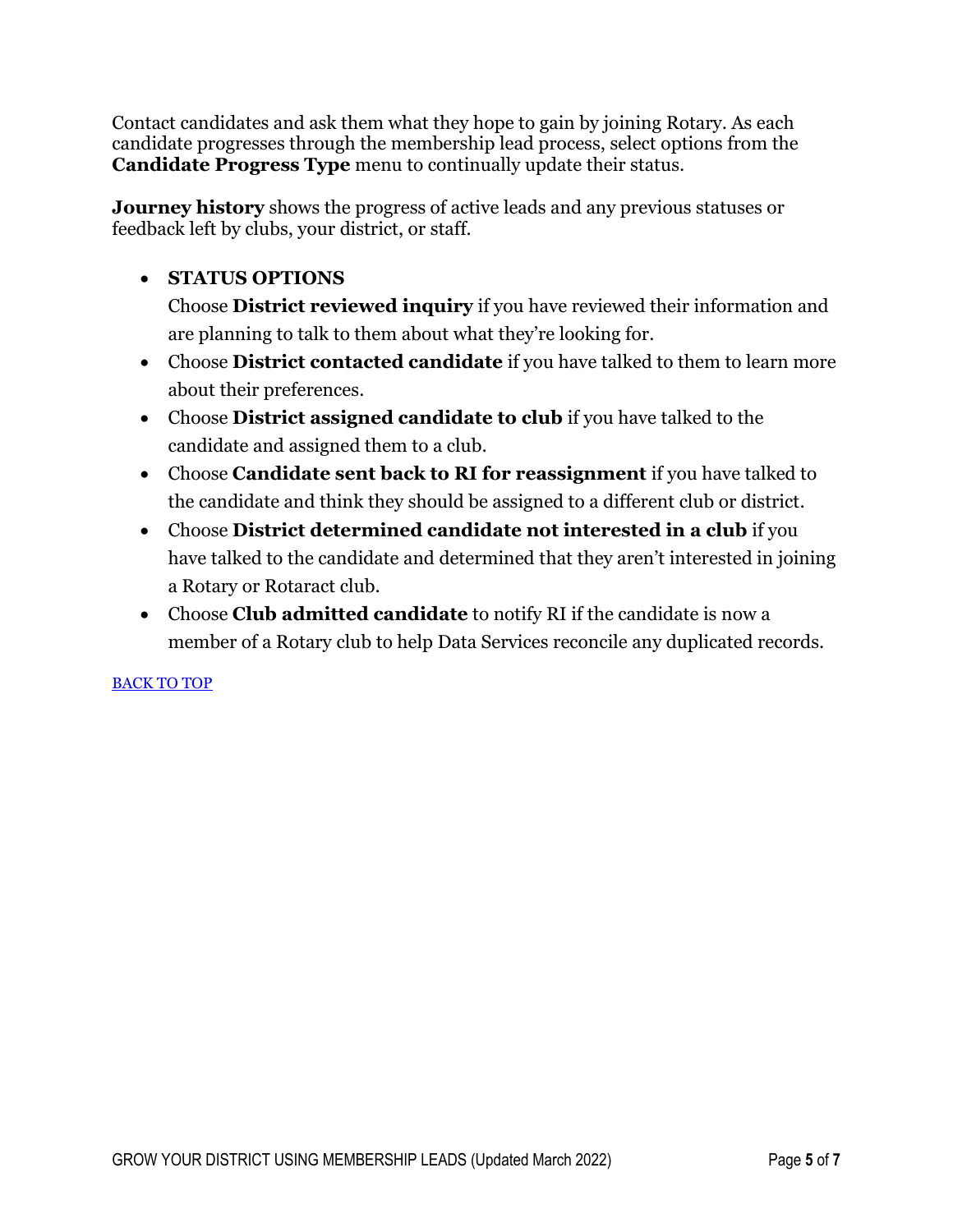Contact candidates and ask them what they hope to gain by joining Rotary. As each candidate progresses through the membership lead process, select options from the **Candidate Progress Type** menu to continually update their status.

**Journey history** shows the progress of active leads and any previous statuses or feedback left by clubs, your district, or staff.

- **STATUS OPTIONS**
  Choose **District reviewed inquiry** if you have reviewed their information and are planning to talk to them about what they're looking for.
- Choose **District contacted candidate** if you have talked to them to learn more about their preferences.
- Choose **District assigned candidate to club** if you have talked to the candidate and assigned them to a club.
- Choose **Candidate sent back to RI for reassignment** if you have talked to the candidate and think they should be assigned to a different club or district.
- Choose **District determined candidate not interested in a club** if you have talked to the candidate and determined that they aren't interested in joining a Rotary or Rotaract club.
- Choose **Club admitted candidate** to notify RI if the candidate is now a member of a Rotary club to help Data Services reconcile any duplicated records.

BACK TO TOP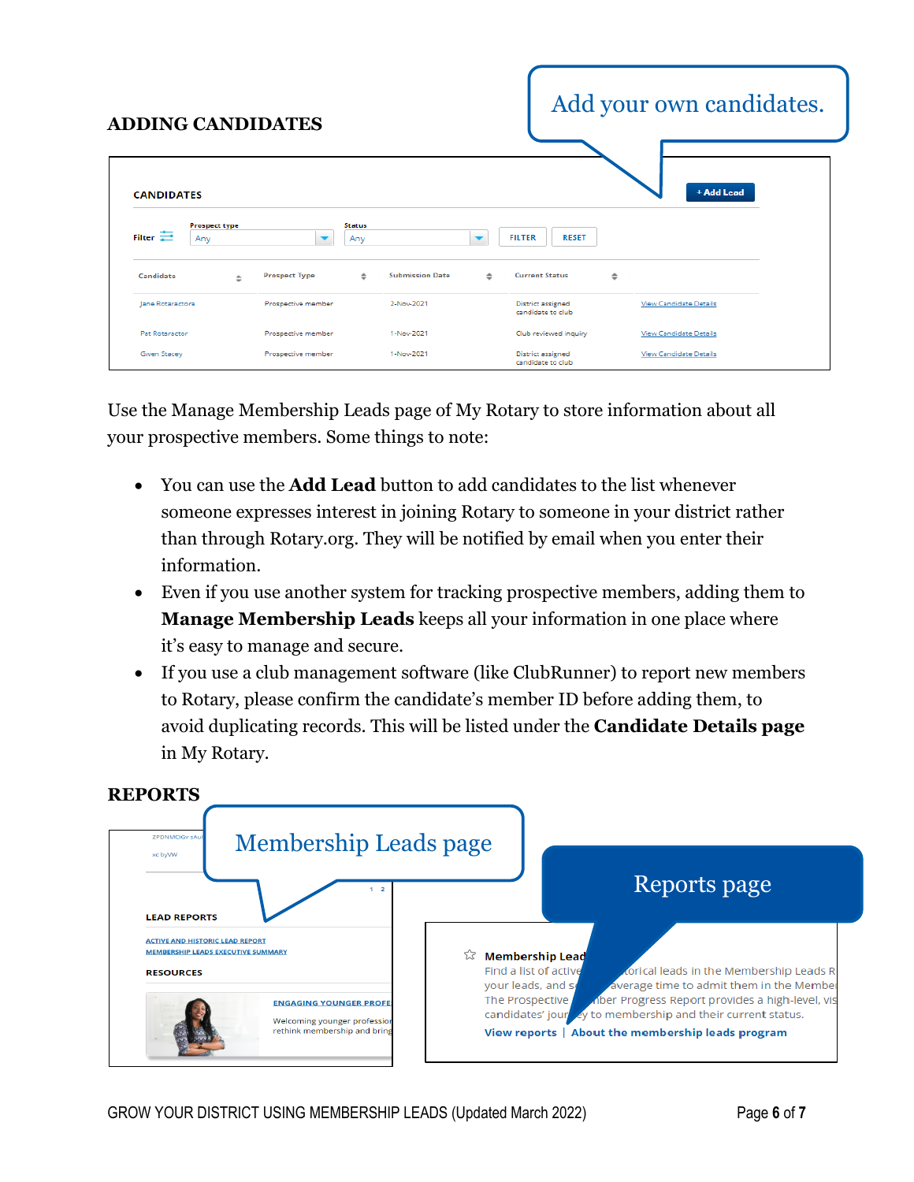## ADDING CANDIDATES

Use the Manage Membership Leads page of My Rotary to store information about all your prospective members. Some things to note:

- You can use the **Add Lead** button to add candidates to the list whenever someone expresses interest in joining Rotary to someone in your district rather than through Rotary.org. They will be notified by email when you enter their information.
- Even if you use another system for tracking prospective members, adding them to **Manage Membership Leads** keeps all your information in one place where it's easy to manage and secure.
- If you use a club management software (like ClubRunner) to report new members to Rotary, please confirm the candidate's member ID before adding them, to avoid duplicating records. This will be listed under the **Candidate Details page** in My Rotary.

## REPORTS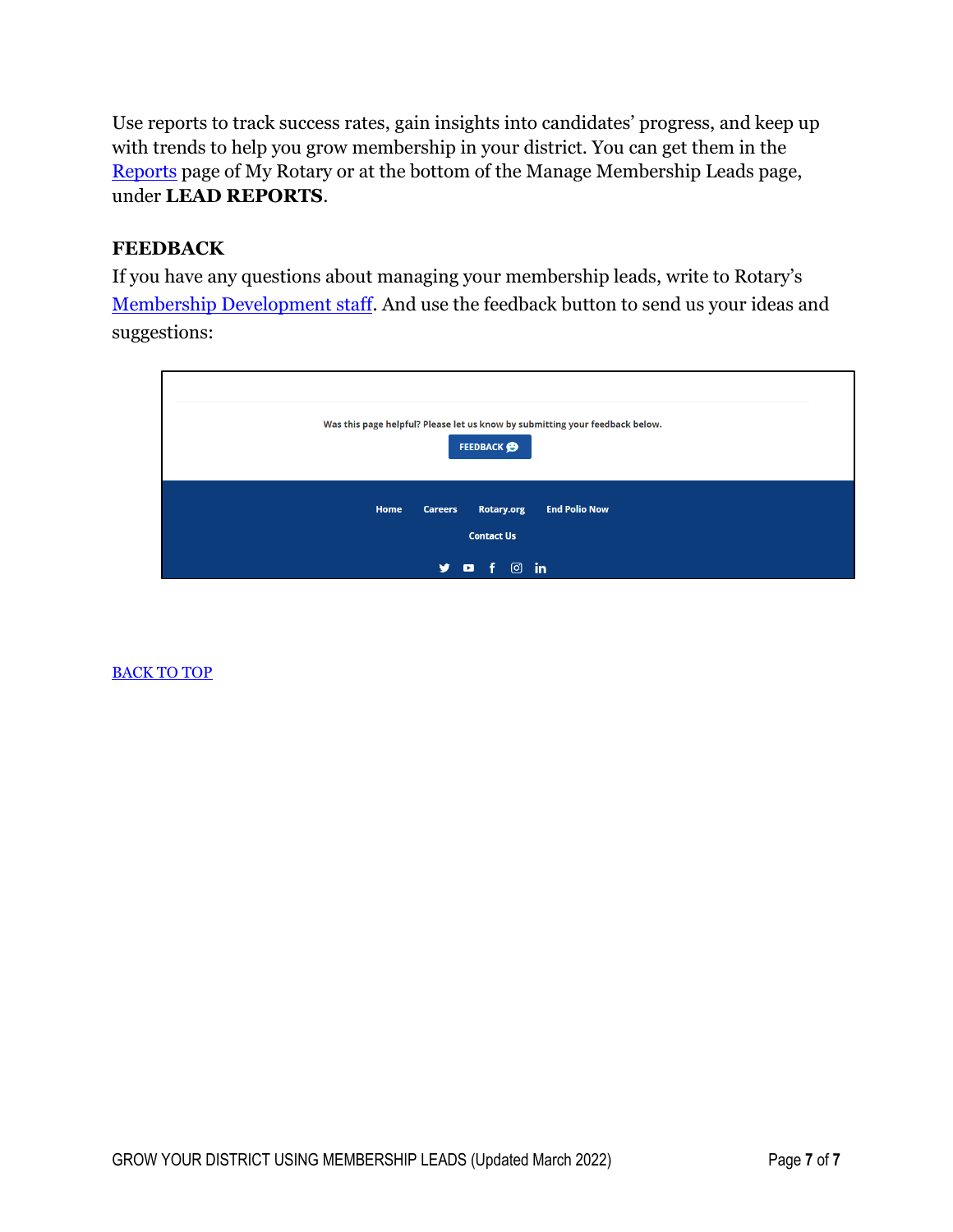Use reports to track success rates, gain insights into candidates' progress, and keep up with trends to help you grow membership in your district. You can get them in the [Reports](#) page of My Rotary or at the bottom of the Manage Membership Leads page, under **LEAD REPORTS**.

## FEEDBACK

If you have any questions about managing your membership leads, write to Rotary's [Membership Development staff](#). And use the feedback button to send us your ideas and suggestions:

Was this page helpful? Please let us know by submitting your feedback below.

FEEDBACK

Home Careers Rotary.org End Polio Now

Contact Us

[BACK TO TOP](#)